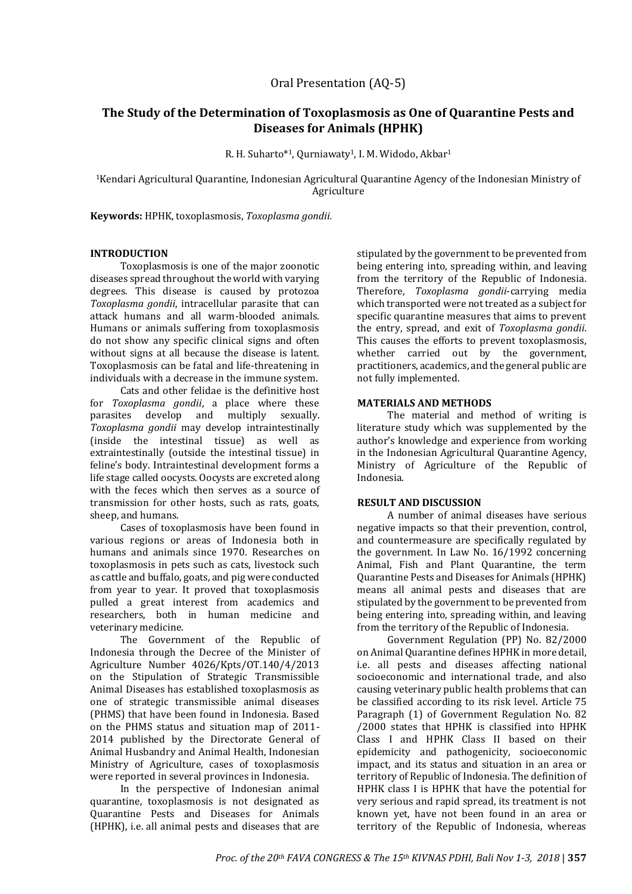Oral Presentation (AQ-5)

# The Study of the Determination of Toxoplasmosis as One of Quarantine Pests and Diseases for Animals (HPHK)

R. H. Suharto*[1], Qurniawaty[1], I. M. Widodo, Akbar[1]

[1]Kendari Agricultural Quarantine, Indonesian Agricultural Quarantine Agency of the Indonesian Ministry of Agriculture

**Keywords:** HPHK, toxoplasmosis, *Toxoplasma gondii.*

## INTRODUCTION

Toxoplasmosis is one of the major zoonotic diseases spread throughout the world with varying degrees. This disease is caused by protozoa *Toxoplasma gondii*, intracellular parasite that can attack humans and all warm-blooded animals. Humans or animals suffering from toxoplasmosis do not show any specific clinical signs and often without signs at all because the disease is latent. Toxoplasmosis can be fatal and life-threatening in individuals with a decrease in the immune system.

Cats and other felidae is the definitive host for *Toxoplasma gondii*, a place where these parasites develop and multiply sexually. *Toxoplasma gondii* may develop intraintestinally (inside the intestinal tissue) as well as extraintestinally (outside the intestinal tissue) in feline's body. Intraintestinal development forms a life stage called oocysts. Oocysts are excreted along with the feces which then serves as a source of transmission for other hosts, such as rats, goats, sheep, and humans.

Cases of toxoplasmosis have been found in various regions or areas of Indonesia both in humans and animals since 1970. Researches on toxoplasmosis in pets such as cats, livestock such as cattle and buffalo, goats, and pig were conducted from year to year. It proved that toxoplasmosis pulled a great interest from academics and researchers, both in human medicine and veterinary medicine.

The Government of the Republic of Indonesia through the Decree of the Minister of Agriculture Number 4026/Kpts/OT.140/4/2013 on the Stipulation of Strategic Transmissible Animal Diseases has established toxoplasmosis as one of strategic transmissible animal diseases (PHMS) that have been found in Indonesia. Based on the PHMS status and situation map of 2011-2014 published by the Directorate General of Animal Husbandry and Animal Health, Indonesian Ministry of Agriculture, cases of toxoplasmosis were reported in several provinces in Indonesia.

In the perspective of Indonesian animal quarantine, toxoplasmosis is not designated as Quarantine Pests and Diseases for Animals (HPHK), i.e. all animal pests and diseases that are stipulated by the government to be prevented from being entering into, spreading within, and leaving from the territory of the Republic of Indonesia. Therefore, *Toxoplasma gondii*-carrying media which transported were not treated as a subject for specific quarantine measures that aims to prevent the entry, spread, and exit of *Toxoplasma gondii*. This causes the efforts to prevent toxoplasmosis, whether carried out by the government, practitioners, academics, and the general public are not fully implemented.

## MATERIALS AND METHODS

The material and method of writing is literature study which was supplemented by the author's knowledge and experience from working in the Indonesian Agricultural Quarantine Agency, Ministry of Agriculture of the Republic of Indonesia.

## RESULT AND DISCUSSION

A number of animal diseases have serious negative impacts so that their prevention, control, and countermeasure are specifically regulated by the government. In Law No. 16/1992 concerning Animal, Fish and Plant Quarantine, the term Quarantine Pests and Diseases for Animals (HPHK) means all animal pests and diseases that are stipulated by the government to be prevented from being entering into, spreading within, and leaving from the territory of the Republic of Indonesia.

Government Regulation (PP) No. 82/2000 on Animal Quarantine defines HPHK in more detail, i.e. all pests and diseases affecting national socioeconomic and international trade, and also causing veterinary public health problems that can be classified according to its risk level. Article 75 Paragraph (1) of Government Regulation No. 82 /2000 states that HPHK is classified into HPHK Class I and HPHK Class II based on their epidemicity and pathogenicity, socioeconomic impact, and its status and situation in an area or territory of Republic of Indonesia. The definition of HPHK class I is HPHK that have the potential for very serious and rapid spread, its treatment is not known yet, have not been found in an area or territory of the Republic of Indonesia, whereas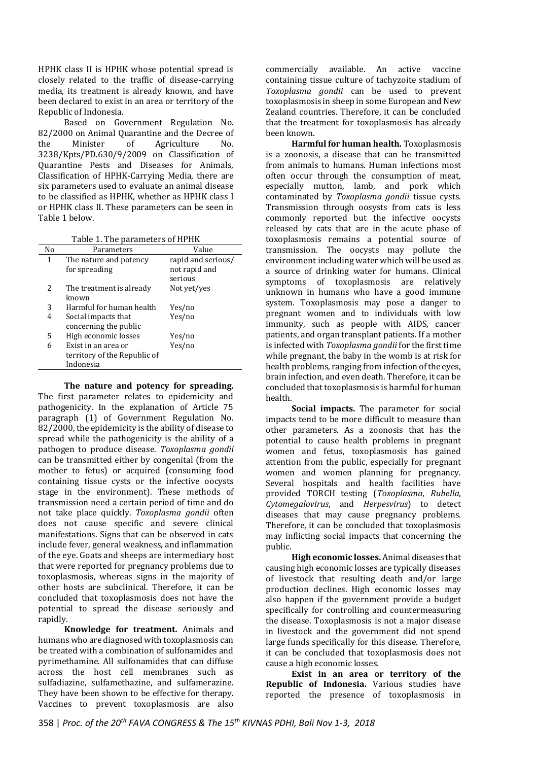HPHK class II is HPHK whose potential spread is closely related to the traffic of disease-carrying media, its treatment is already known, and have been declared to exist in an area or territory of the Republic of Indonesia.

Based on Government Regulation No. 82/2000 on Animal Quarantine and the Decree of the Minister of Agriculture No. 3238/Kpts/PD.630/9/2009 on Classification of Quarantine Pests and Diseases for Animals, Classification of HPHK-Carrying Media, there are six parameters used to evaluate an animal disease to be classified as HPHK, whether as HPHK class I or HPHK class II. These parameters can be seen in Table 1 below.

Table 1. The parameters of HPHK

| No | Parameters | Value |
|---|---|---|
| 1 | The nature and potency for spreading | rapid and serious/ not rapid and serious |
| 2 | The treatment is already known | Not yet/yes |
| 3 | Harmful for human health | Yes/no |
| 4 | Social impacts that concerning the public | Yes/no |
| 5 | High economic losses | Yes/no |
| 6 | Exist in an area or territory of the Republic of Indonesia | Yes/no |

**The nature and potency for spreading.** The first parameter relates to epidemicity and pathogenicity. In the explanation of Article 75 paragraph (1) of Government Regulation No. 82/2000, the epidemicity is the ability of disease to spread while the pathogenicity is the ability of a pathogen to produce disease. *Toxoplasma gondii* can be transmitted either by congenital (from the mother to fetus) or acquired (consuming food containing tissue cysts or the infective oocysts stage in the environment). These methods of transmission need a certain period of time and do not take place quickly. *Toxoplasma gondii* often does not cause specific and severe clinical manifestations. Signs that can be observed in cats include fever, general weakness, and inflammation of the eye. Goats and sheeps are intermediary host that were reported for pregnancy problems due to toxoplasmosis, whereas signs in the majority of other hosts are subclinical. Therefore, it can be concluded that toxoplasmosis does not have the potential to spread the disease seriously and rapidly.

**Knowledge for treatment.** Animals and humans who are diagnosed with toxoplasmosis can be treated with a combination of sulfonamides and pyrimethamine. All sulfonamides that can diffuse across the host cell membranes such as sulfadiazine, sulfamethazine, and sulfamerazine. They have been shown to be effective for therapy. Vaccines to prevent toxoplasmosis are also commercially available. An active vaccine containing tissue culture of tachyzoite stadium of *Toxoplasma gondii* can be used to prevent toxoplasmosis in sheep in some European and New Zealand countries. Therefore, it can be concluded that the treatment for toxoplasmosis has already been known.

**Harmful for human health.** Toxoplasmosis is a zoonosis, a disease that can be transmitted from animals to humans. Human infections most often occur through the consumption of meat, especially mutton, lamb, and pork which contaminated by *Toxoplasma gondii* tissue cysts. Transmission through oosysts from cats is less commonly reported but the infective oocysts released by cats that are in the acute phase of toxoplasmosis remains a potential source of transmission. The oocysts may pollute the environment including water which will be used as a source of drinking water for humans. Clinical symptoms of toxoplasmosis are relatively unknown in humans who have a good immune system. Toxoplasmosis may pose a danger to pregnant women and to individuals with low immunity, such as people with AIDS, cancer patients, and organ transplant patients. If a mother is infected with *Toxoplasma gondii* for the first time while pregnant, the baby in the womb is at risk for health problems, ranging from infection of the eyes, brain infection, and even death. Therefore, it can be concluded that toxoplasmosis is harmful for human health.

**Social impacts.** The parameter for social impacts tend to be more difficult to measure than other parameters. As a zoonosis that has the potential to cause health problems in pregnant women and fetus, toxoplasmosis has gained attention from the public, especially for pregnant women and women planning for pregnancy. Several hospitals and health facilities have provided TORCH testing (*Toxoplasma*, *Rubella*, *Cytomegalovirus*, and *Herpesvirus*) to detect diseases that may cause pregnancy problems. Therefore, it can be concluded that toxoplasmosis may inflicting social impacts that concerning the public.

**High economic losses.** Animal diseases that causing high economic losses are typically diseases of livestock that resulting death and/or large production declines. High economic losses may also happen if the government provide a budget specifically for controlling and countermeasuring the disease. Toxoplasmosis is not a major disease in livestock and the government did not spend large funds specifically for this disease. Therefore, it can be concluded that toxoplasmosis does not cause a high economic losses.

**Exist in an area or territory of the Republic of Indonesia.** Various studies have reported the presence of toxoplasmosis in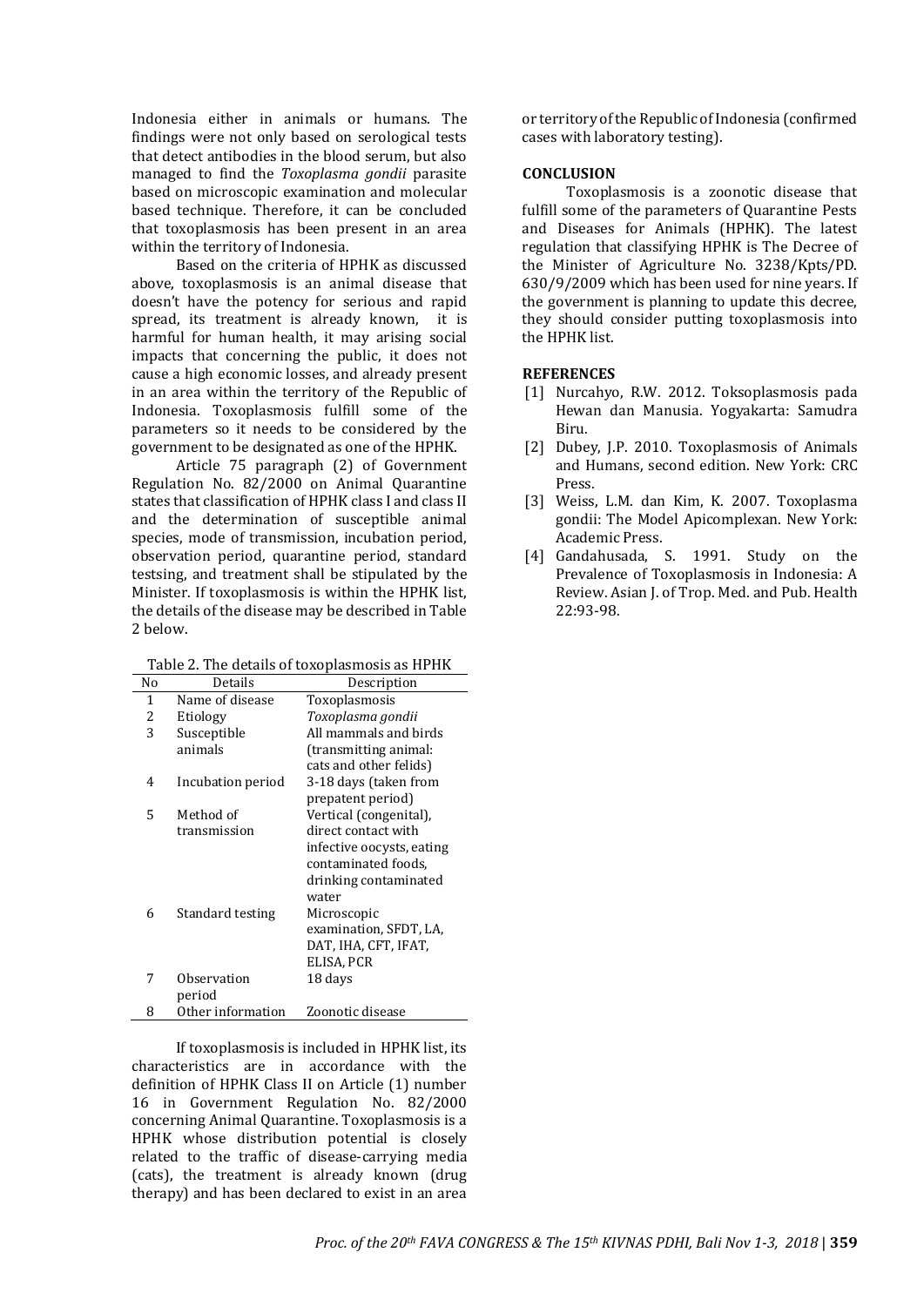Indonesia either in animals or humans. The findings were not only based on serological tests that detect antibodies in the blood serum, but also managed to find the *Toxoplasma gondii* parasite based on microscopic examination and molecular based technique. Therefore, it can be concluded that toxoplasmosis has been present in an area within the territory of Indonesia.

Based on the criteria of HPHK as discussed above, toxoplasmosis is an animal disease that doesn't have the potency for serious and rapid spread, its treatment is already known, it is harmful for human health, it may arising social impacts that concerning the public, it does not cause a high economic losses, and already present in an area within the territory of the Republic of Indonesia. Toxoplasmosis fulfill some of the parameters so it needs to be considered by the government to be designated as one of the HPHK.

Article 75 paragraph (2) of Government Regulation No. 82/2000 on Animal Quarantine states that classification of HPHK class I and class II and the determination of susceptible animal species, mode of transmission, incubation period, observation period, quarantine period, standard testsing, and treatment shall be stipulated by the Minister. If toxoplasmosis is within the HPHK list, the details of the disease may be described in Table 2 below.

Table 2. The details of toxoplasmosis as HPHK

| No | Details | Description |
|---|---|---|
| 1 | Name of disease | Toxoplasmosis |
| 2 | Etiology | *Toxoplasma gondii* |
| 3 | Susceptible animals | All mammals and birds (transmitting animal: cats and other felids) |
| 4 | Incubation period | 3-18 days (taken from prepatent period) |
| 5 | Method of transmission | Vertical (congenital), direct contact with infective oocysts, eating contaminated foods, drinking contaminated water |
| 6 | Standard testing | Microscopic examination, SFDT, LA, DAT, IHA, CFT, IFAT, ELISA, PCR |
| 7 | Observation period | 18 days |
| 8 | Other information | Zoonotic disease |

If toxoplasmosis is included in HPHK list, its characteristics are in accordance with the definition of HPHK Class II on Article (1) number 16 in Government Regulation No. 82/2000 concerning Animal Quarantine. Toxoplasmosis is a HPHK whose distribution potential is closely related to the traffic of disease-carrying media (cats), the treatment is already known (drug therapy) and has been declared to exist in an area or territory of the Republic of Indonesia (confirmed cases with laboratory testing).

## CONCLUSION

Toxoplasmosis is a zoonotic disease that fulfill some of the parameters of Quarantine Pests and Diseases for Animals (HPHK). The latest regulation that classifying HPHK is The Decree of the Minister of Agriculture No. 3238/Kpts/PD. 630/9/2009 which has been used for nine years. If the government is planning to update this decree, they should consider putting toxoplasmosis into the HPHK list.

## REFERENCES

[1] Nurcahyo, R.W. 2012. Toksoplasmosis pada Hewan dan Manusia. Yogyakarta: Samudra Biru.

[2] Dubey, J.P. 2010. Toxoplasmosis of Animals and Humans, second edition. New York: CRC Press.

[3] Weiss, L.M. dan Kim, K. 2007. Toxoplasma gondii: The Model Apicomplexan. New York: Academic Press.

[4] Gandahusada, S. 1991. Study on the Prevalence of Toxoplasmosis in Indonesia: A Review. Asian J. of Trop. Med. and Pub. Health 22:93-98.